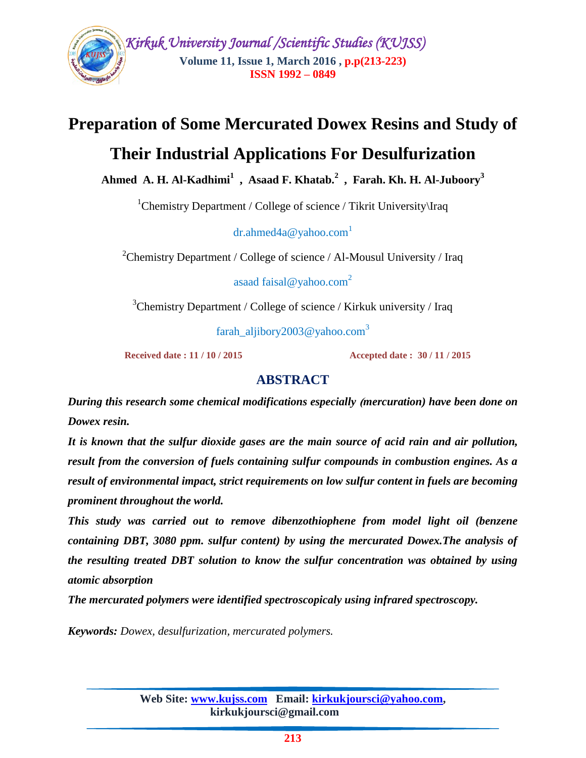# Preparation of Some Mercurated Dowex Resins and Study of Their Industrial Applications For Desulfurization

**Ahmed A. H. Al-Kadhimi[1] , Asaad F. Khatab.[2] , Farah. Kh. H. Al-Juboory[3]**

[1]Chemistry Department / College of science / Tikrit University\Iraq

dr.ahmed4a@yahoo.com[1]

[2]Chemistry Department / College of science / Al-Mousul University / Iraq

asaad faisal@yahoo.com[2]

[3]Chemistry Department / College of science / Kirkuk university / Iraq

farah_aljibory2003@yahoo.com[3]

**Received date : 11 / 10 / 2015** **Accepted date : 30 / 11 / 2015**

## ABSTRACT

***During this research some chemical modifications especially (mercuration) have been done on Dowex resin.***

***It is known that the sulfur dioxide gases are the main source of acid rain and air pollution, result from the conversion of fuels containing sulfur compounds in combustion engines. As a result of environmental impact, strict requirements on low sulfur content in fuels are becoming prominent throughout the world.***

***This study was carried out to remove dibenzothiophene from model light oil (benzene containing DBT, 3080 ppm. sulfur content) by using the mercurated Dowex.The analysis of the resulting treated DBT solution to know the sulfur concentration was obtained by using atomic absorption***

***The mercurated polymers were identified spectroscopicaly using infrared spectroscopy.***

***Keywords:*** *Dowex, desulfurization, mercurated polymers.*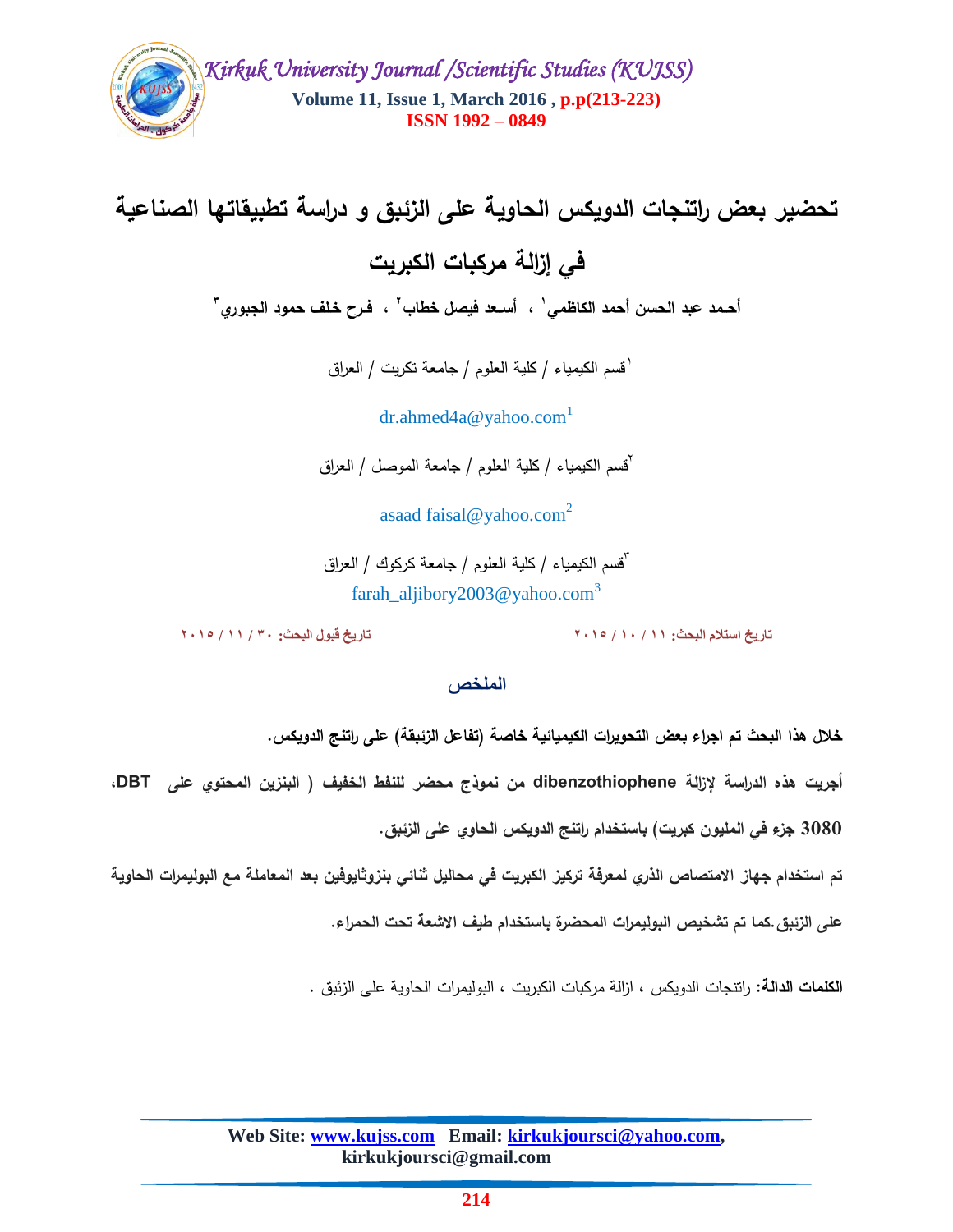# تحضير بعض راتنجات الدويكس الحاوية على الزئبق و دراسة تطبيقاتها الصناعية في إزالة مركبات الكبريت

**أحمد عبد الحسن أحمد الكاظمي[١] ، أسعد فيصل خطاب[٢] ، فرح خلف حمود الجبوري[٣]**

[١]قسم الكيمياء / كلية العلوم / جامعة تكريت / العراق

dr.ahmed4a@yahoo.com[1]

[٢]قسم الكيمياء / كلية العلوم / جامعة الموصل / العراق

asaad faisal@yahoo.com[2]

[٣]قسم الكيمياء / كلية العلوم / جامعة كركوك / العراق

farah_aljibory2003@yahoo.com[3]

تاريخ استلام البحث: ١١ / ١٠ / ٢٠١٥ تاريخ قبول البحث: ٣٠ / ١١ / ٢٠١٥

## الملخص

**خلال هذا البحث تم اجراء بعض التحويرات الكيميائية خاصة (تفاعل الزئبقة) على راتنج الدويكس.**

**أجريت هذه الدراسة لإزالة dibenzothiophene من نموذج محضر للنفط الخفيف ( البنزين المحتوي على DBT، 3080 جزء في المليون كبريت) باستخدام راتنج الدويكس الحاوي على الزئبق.**

**تم استخدام جهاز الامتصاص الذري لمعرفة تركيز الكبريت في محاليل ثنائي بنزوثايوفين بعد المعاملة مع البوليمرات الحاوية على الزئبق.كما تم تشخيص البوليمرات المحضرة باستخدام طيف الاشعة تحت الحمراء.**

**الكلمات الدالة:** راتنجات الدويكس ، ازالة مركبات الكبريت ، البوليمرات الحاوية على الزئبق .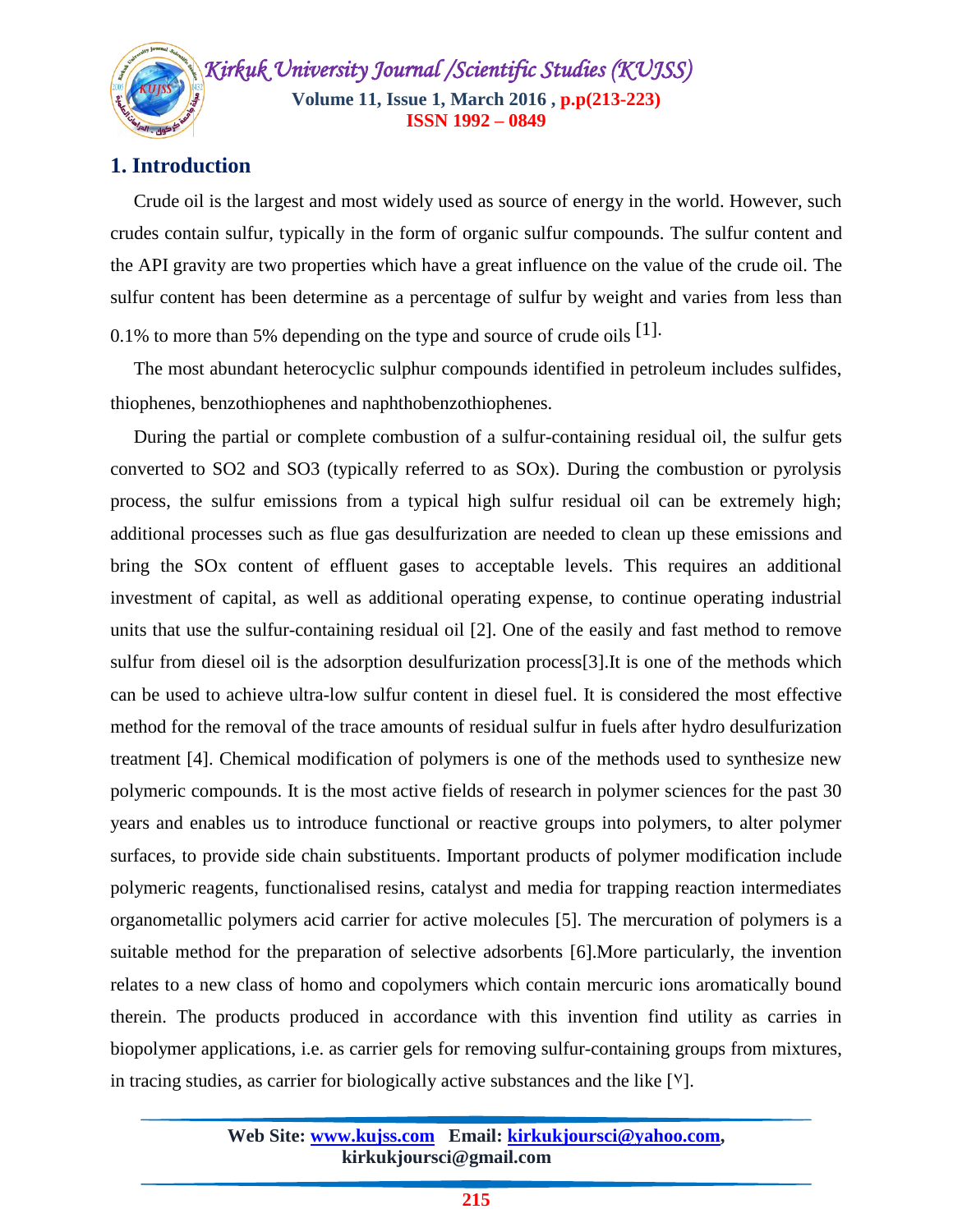## 1. Introduction

Crude oil is the largest and most widely used as source of energy in the world. However, such crudes contain sulfur, typically in the form of organic sulfur compounds. The sulfur content and the API gravity are two properties which have a great influence on the value of the crude oil. The sulfur content has been determine as a percentage of sulfur by weight and varies from less than 0.1% to more than 5% depending on the type and source of crude oils [1].

The most abundant heterocyclic sulphur compounds identified in petroleum includes sulfides, thiophenes, benzothiophenes and naphthobenzothiophenes.

During the partial or complete combustion of a sulfur-containing residual oil, the sulfur gets converted to SO2 and SO3 (typically referred to as SOx). During the combustion or pyrolysis process, the sulfur emissions from a typical high sulfur residual oil can be extremely high; additional processes such as flue gas desulfurization are needed to clean up these emissions and bring the SOx content of effluent gases to acceptable levels. This requires an additional investment of capital, as well as additional operating expense, to continue operating industrial units that use the sulfur-containing residual oil [2]. One of the easily and fast method to remove sulfur from diesel oil is the adsorption desulfurization process[3].It is one of the methods which can be used to achieve ultra-low sulfur content in diesel fuel. It is considered the most effective method for the removal of the trace amounts of residual sulfur in fuels after hydro desulfurization treatment [4]. Chemical modification of polymers is one of the methods used to synthesize new polymeric compounds. It is the most active fields of research in polymer sciences for the past 30 years and enables us to introduce functional or reactive groups into polymers, to alter polymer surfaces, to provide side chain substituents. Important products of polymer modification include polymeric reagents, functionalised resins, catalyst and media for trapping reaction intermediates organometallic polymers acid carrier for active molecules [5]. The mercuration of polymers is a suitable method for the preparation of selective adsorbents [6].More particularly, the invention relates to a new class of homo and copolymers which contain mercuric ions aromatically bound therein. The products produced in accordance with this invention find utility as carries in biopolymer applications, i.e. as carrier gels for removing sulfur-containing groups from mixtures, in tracing studies, as carrier for biologically active substances and the like [٧].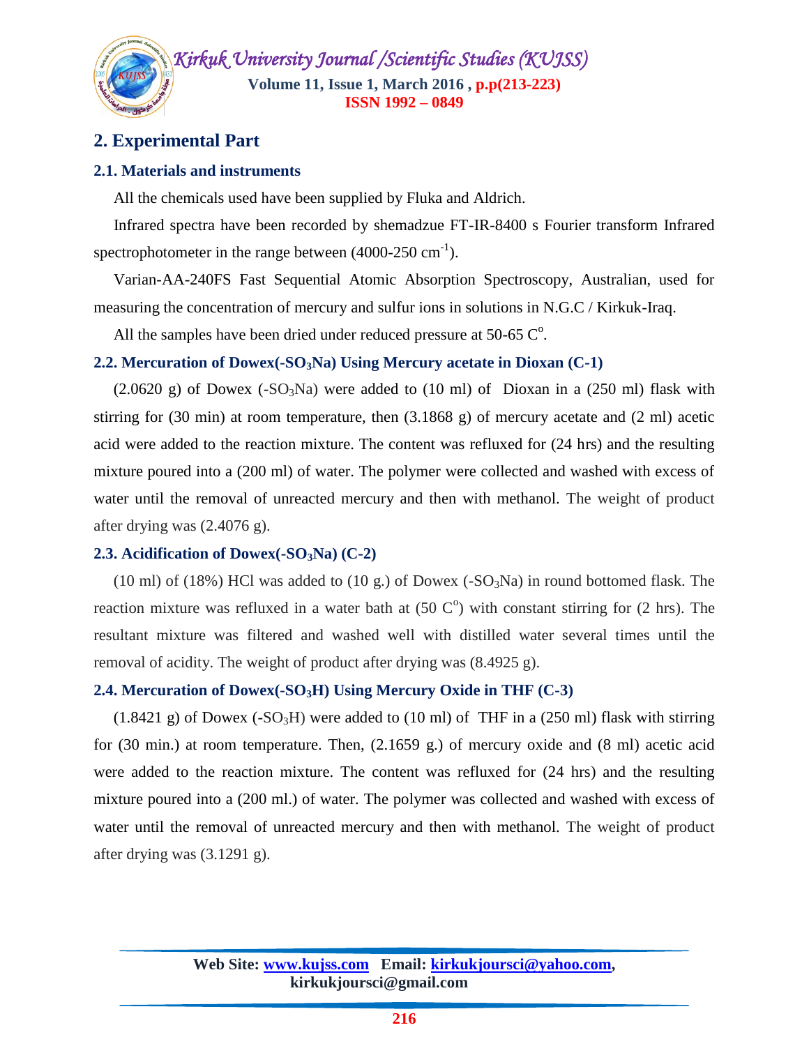## 2. Experimental Part

### 2.1. Materials and instruments

All the chemicals used have been supplied by Fluka and Aldrich.

Infrared spectra have been recorded by shemadzue FT-IR-8400 s Fourier transform Infrared spectrophotometer in the range between (4000-250 $cm^{-1}$).

Varian-AA-240FS Fast Sequential Atomic Absorption Spectroscopy, Australian, used for measuring the concentration of mercury and sulfur ions in solutions in N.G.C / Kirkuk-Iraq.

All the samples have been dried under reduced pressure at 50-65 $C^{o}$.

### 2.2. Mercuration of Dowex(-$SO_3Na$) Using Mercury acetate in Dioxan (C-1)

(2.0620 g) of Dowex (-$SO_3Na$) were added to (10 ml) of Dioxan in a (250 ml) flask with stirring for (30 min) at room temperature, then (3.1868 g) of mercury acetate and (2 ml) acetic acid were added to the reaction mixture. The content was refluxed for (24 hrs) and the resulting mixture poured into a (200 ml) of water. The polymer were collected and washed with excess of water until the removal of unreacted mercury and then with methanol. The weight of product after drying was (2.4076 g).

### 2.3. Acidification of Dowex(-$SO_3Na$) (C-2)

(10 ml) of (18%) HCl was added to (10 g.) of Dowex (-$SO_3Na$) in round bottomed flask. The reaction mixture was refluxed in a water bath at (50 $C^{o}$) with constant stirring for (2 hrs). The resultant mixture was filtered and washed well with distilled water several times until the removal of acidity. The weight of product after drying was (8.4925 g).

### 2.4. Mercuration of Dowex(-$SO_3H$) Using Mercury Oxide in THF (C-3)

(1.8421 g) of Dowex (-$SO_3H$) were added to (10 ml) of THF in a (250 ml) flask with stirring for (30 min.) at room temperature. Then, (2.1659 g.) of mercury oxide and (8 ml) acetic acid were added to the reaction mixture. The content was refluxed for (24 hrs) and the resulting mixture poured into a (200 ml.) of water. The polymer was collected and washed with excess of water until the removal of unreacted mercury and then with methanol. The weight of product after drying was (3.1291 g).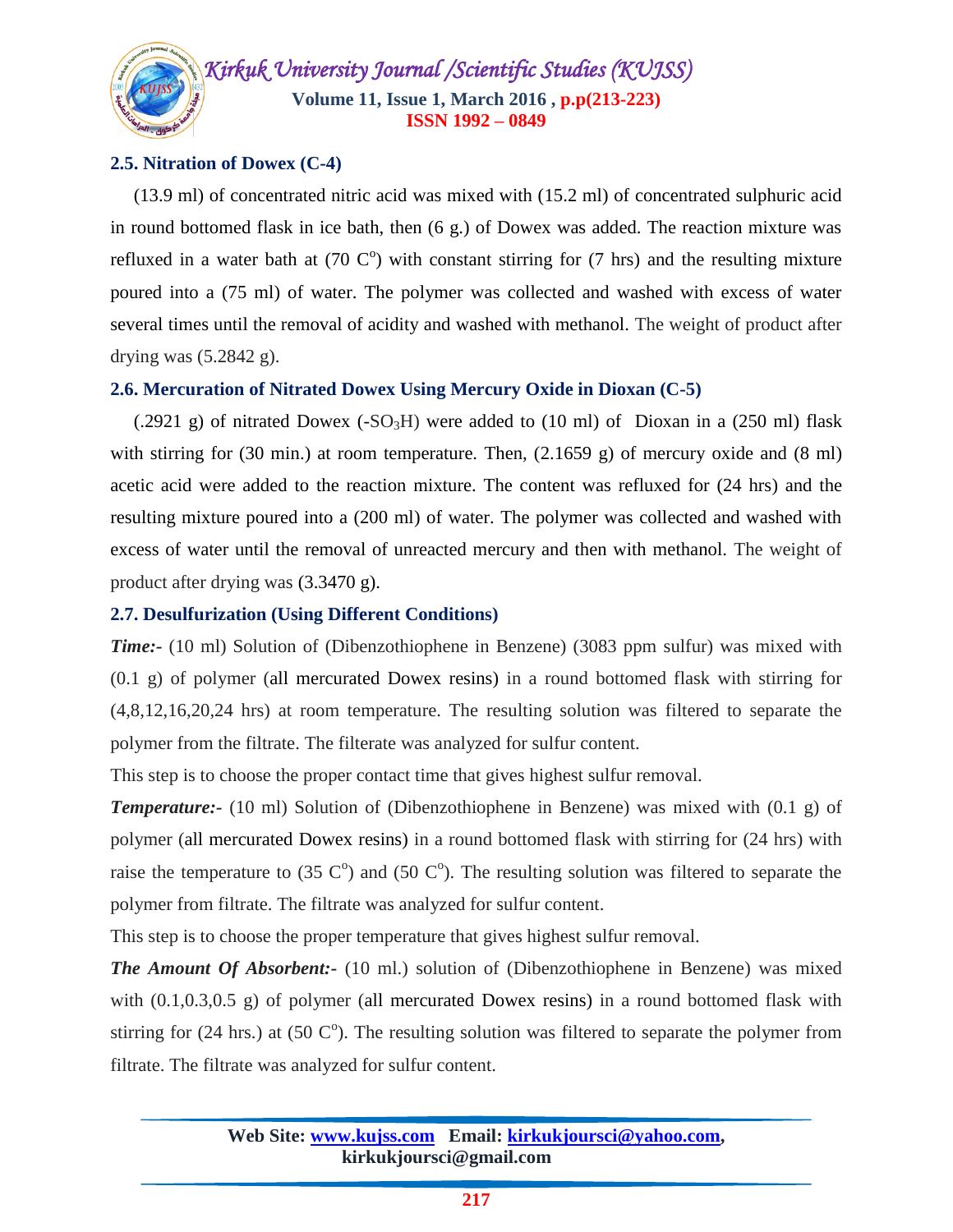### 2.5. Nitration of Dowex (C-4)

(13.9 ml) of concentrated nitric acid was mixed with (15.2 ml) of concentrated sulphuric acid in round bottomed flask in ice bath, then (6 g.) of Dowex was added. The reaction mixture was refluxed in a water bath at (70 $C^o$) with constant stirring for (7 hrs) and the resulting mixture poured into a (75 ml) of water. The polymer was collected and washed with excess of water several times until the removal of acidity and washed with methanol. The weight of product after drying was (5.2842 g).

### 2.6. Mercuration of Nitrated Dowex Using Mercury Oxide in Dioxan (C-5)

(.2921 g) of nitrated Dowex (-$SO_3H$) were added to (10 ml) of Dioxan in a (250 ml) flask with stirring for (30 min.) at room temperature. Then, (2.1659 g) of mercury oxide and (8 ml) acetic acid were added to the reaction mixture. The content was refluxed for (24 hrs) and the resulting mixture poured into a (200 ml) of water. The polymer was collected and washed with excess of water until the removal of unreacted mercury and then with methanol. The weight of product after drying was (3.3470 g).

### 2.7. Desulfurization (Using Different Conditions)

***Time:-*** (10 ml) Solution of (Dibenzothiophene in Benzene) (3083 ppm sulfur) was mixed with (0.1 g) of polymer (all mercurated Dowex resins) in a round bottomed flask with stirring for (4,8,12,16,20,24 hrs) at room temperature. The resulting solution was filtered to separate the polymer from the filtrate. The filterate was analyzed for sulfur content.

This step is to choose the proper contact time that gives highest sulfur removal.

***Temperature:-*** (10 ml) Solution of (Dibenzothiophene in Benzene) was mixed with (0.1 g) of polymer (all mercurated Dowex resins) in a round bottomed flask with stirring for (24 hrs) with raise the temperature to (35 $C^o$) and (50 $C^o$). The resulting solution was filtered to separate the polymer from filtrate. The filtrate was analyzed for sulfur content.

This step is to choose the proper temperature that gives highest sulfur removal.

***The Amount Of Absorbent:-*** (10 ml.) solution of (Dibenzothiophene in Benzene) was mixed with (0.1,0.3,0.5 g) of polymer (all mercurated Dowex resins) in a round bottomed flask with stirring for (24 hrs.) at (50 $C^o$). The resulting solution was filtered to separate the polymer from filtrate. The filtrate was analyzed for sulfur content.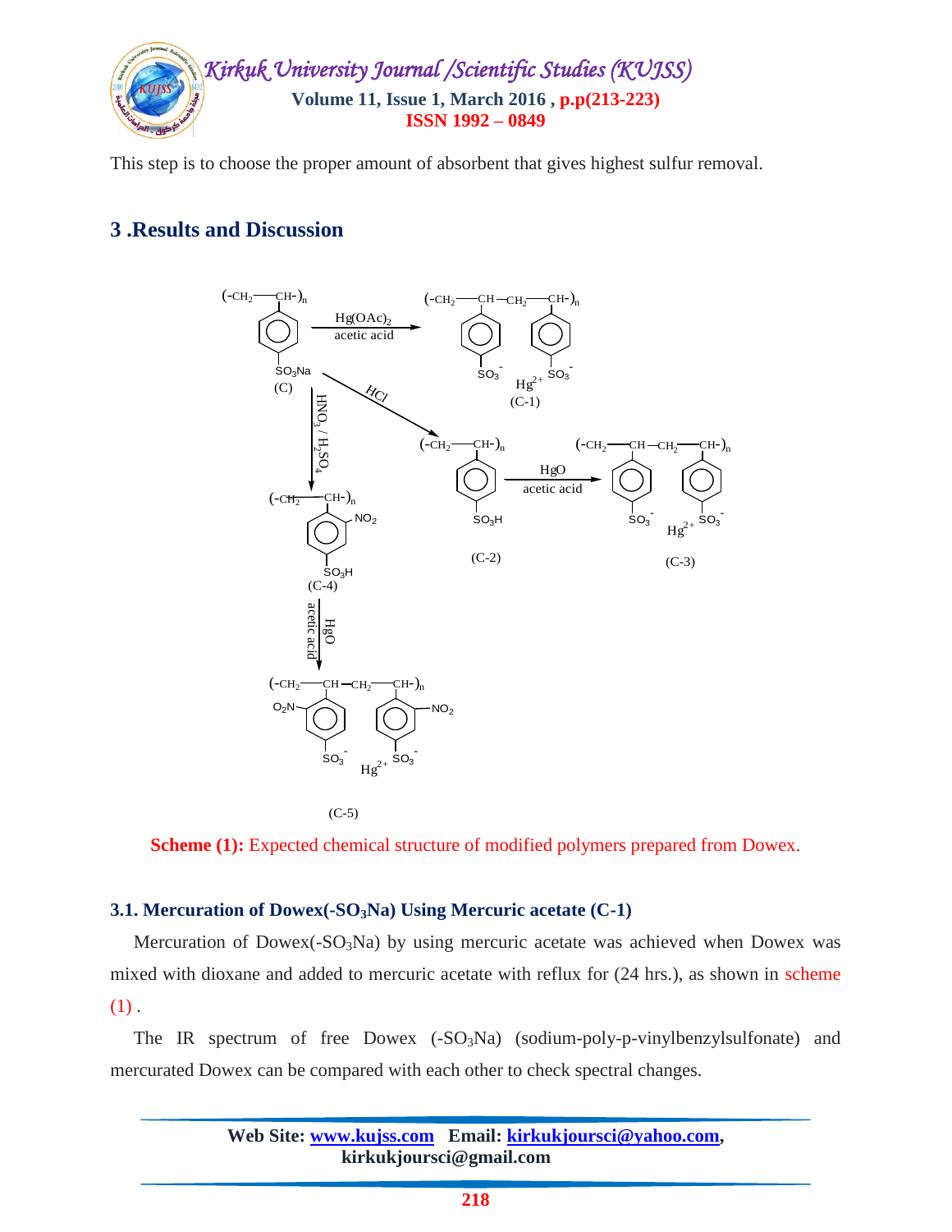This step is to choose the proper amount of absorbent that gives highest sulfur removal.

## 3 .Results and Discussion

**Scheme (1):** Expected chemical structure of modified polymers prepared from Dowex.

### 3.1. Mercuration of Dowex(-$SO_3Na$) Using Mercuric acetate (C-1)

Mercuration of Dowex(-$SO_3Na$) by using mercuric acetate was achieved when Dowex was mixed with dioxane and added to mercuric acetate with reflux for (24 hrs.), as shown in scheme (1) .

The IR spectrum of free Dowex (-$SO_3Na$) (sodium-poly-p-vinylbenzylsulfonate) and mercurated Dowex can be compared with each other to check spectral changes.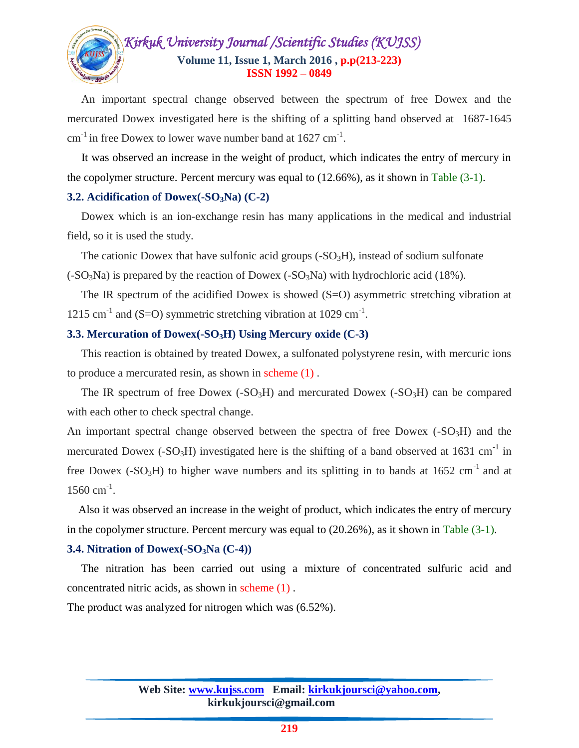An important spectral change observed between the spectrum of free Dowex and the mercurated Dowex investigated here is the shifting of a splitting band observed at 1687-1645 $cm^{-1}$ in free Dowex to lower wave number band at 1627 $cm^{-1}$.

It was observed an increase in the weight of product, which indicates the entry of mercury in the copolymer structure. Percent mercury was equal to (12.66%), as it shown in Table (3-1).

### 3.2. Acidification of Dowex($-SO_3Na$) (C-2)

Dowex which is an ion-exchange resin has many applications in the medical and industrial field, so it is used the study.

The cationic Dowex that have sulfonic acid groups ($-SO_3H$), instead of sodium sulfonate ($-SO_3Na$) is prepared by the reaction of Dowex ($-SO_3Na$) with hydrochloric acid (18%).

The IR spectrum of the acidified Dowex is showed (S=O) asymmetric stretching vibration at 1215 $cm^{-1}$ and (S=O) symmetric stretching vibration at 1029 $cm^{-1}$.

### 3.3. Mercuration of Dowex($-SO_3H$) Using Mercury oxide (C-3)

This reaction is obtained by treated Dowex, a sulfonated polystyrene resin, with mercuric ions to produce a mercurated resin, as shown in scheme (1) .

The IR spectrum of free Dowex ($-SO_3H$) and mercurated Dowex ($-SO_3H$) can be compared with each other to check spectral change.

An important spectral change observed between the spectra of free Dowex ($-SO_3H$) and the mercurated Dowex ($-SO_3H$) investigated here is the shifting of a band observed at 1631 $cm^{-1}$ in free Dowex ($-SO_3H$) to higher wave numbers and its splitting in to bands at 1652 $cm^{-1}$ and at 1560 $cm^{-1}$.

Also it was observed an increase in the weight of product, which indicates the entry of mercury in the copolymer structure. Percent mercury was equal to (20.26%), as it shown in Table (3-1).

### 3.4. Nitration of Dowex($-SO_3Na$ (C-4))

The nitration has been carried out using a mixture of concentrated sulfuric acid and concentrated nitric acids, as shown in scheme (1) .

The product was analyzed for nitrogen which was (6.52%).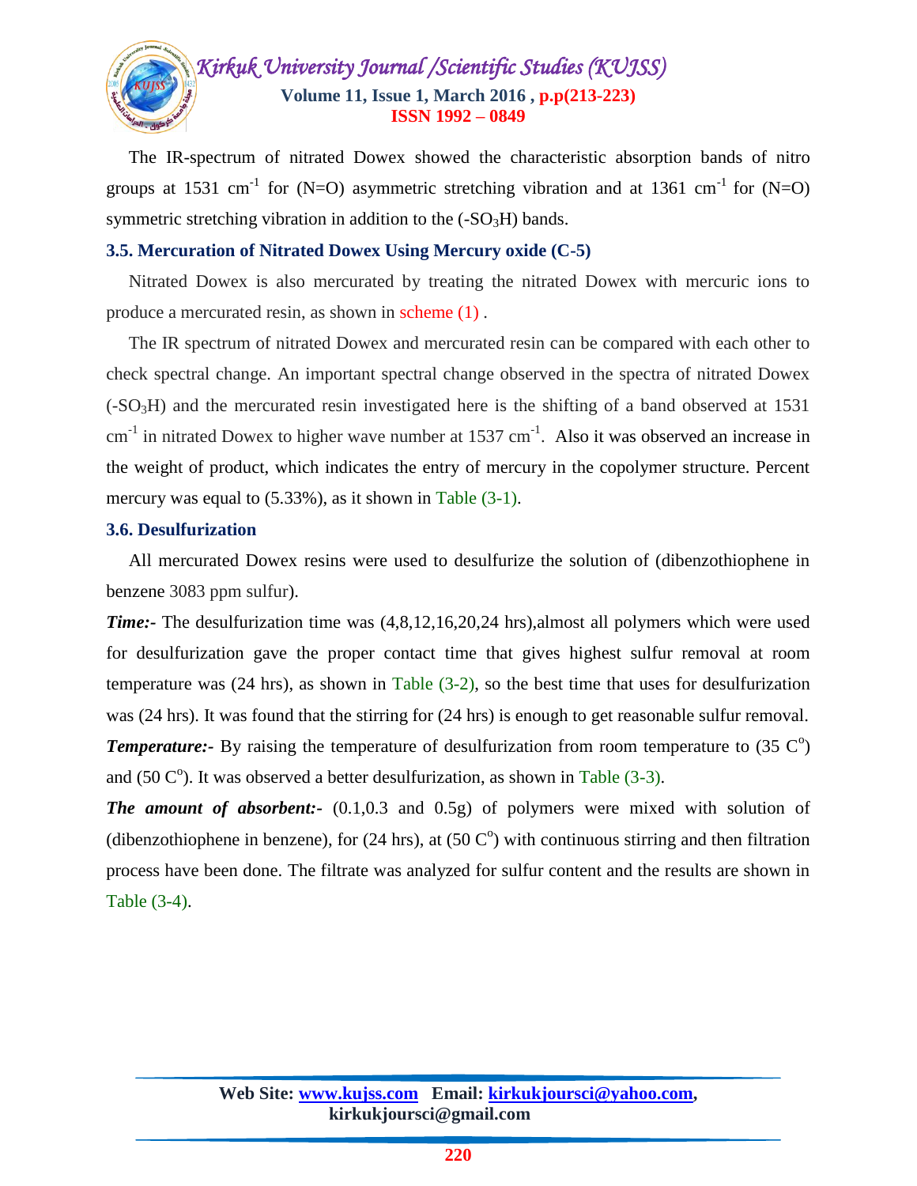The IR-spectrum of nitrated Dowex showed the characteristic absorption bands of nitro groups at 1531 $cm^{-1}$ for (N=O) asymmetric stretching vibration and at 1361 $cm^{-1}$ for (N=O) symmetric stretching vibration in addition to the ($-SO_3H$) bands.

### 3.5. Mercuration of Nitrated Dowex Using Mercury oxide (C-5)

Nitrated Dowex is also mercurated by treating the nitrated Dowex with mercuric ions to produce a mercurated resin, as shown in scheme (1) .

The IR spectrum of nitrated Dowex and mercurated resin can be compared with each other to check spectral change. An important spectral change observed in the spectra of nitrated Dowex ($-SO_3H$) and the mercurated resin investigated here is the shifting of a band observed at 1531 $cm^{-1}$ in nitrated Dowex to higher wave number at 1537 $cm^{-1}$. Also it was observed an increase in the weight of product, which indicates the entry of mercury in the copolymer structure. Percent mercury was equal to (5.33%), as it shown in Table (3-1).

### 3.6. Desulfurization

All mercurated Dowex resins were used to desulfurize the solution of (dibenzothiophene in benzene 3083 ppm sulfur).

***Time:-*** The desulfurization time was (4,8,12,16,20,24 hrs),almost all polymers which were used for desulfurization gave the proper contact time that gives highest sulfur removal at room temperature was (24 hrs), as shown in Table (3-2), so the best time that uses for desulfurization was (24 hrs). It was found that the stirring for (24 hrs) is enough to get reasonable sulfur removal.

***Temperature:-*** By raising the temperature of desulfurization from room temperature to (35 $C^o$) and (50 $C^o$). It was observed a better desulfurization, as shown in Table (3-3).

***The amount of absorbent:-*** (0.1,0.3 and 0.5g) of polymers were mixed with solution of (dibenzothiophene in benzene), for (24 hrs), at (50 $C^o$) with continuous stirring and then filtration process have been done. The filtrate was analyzed for sulfur content and the results are shown in Table (3-4).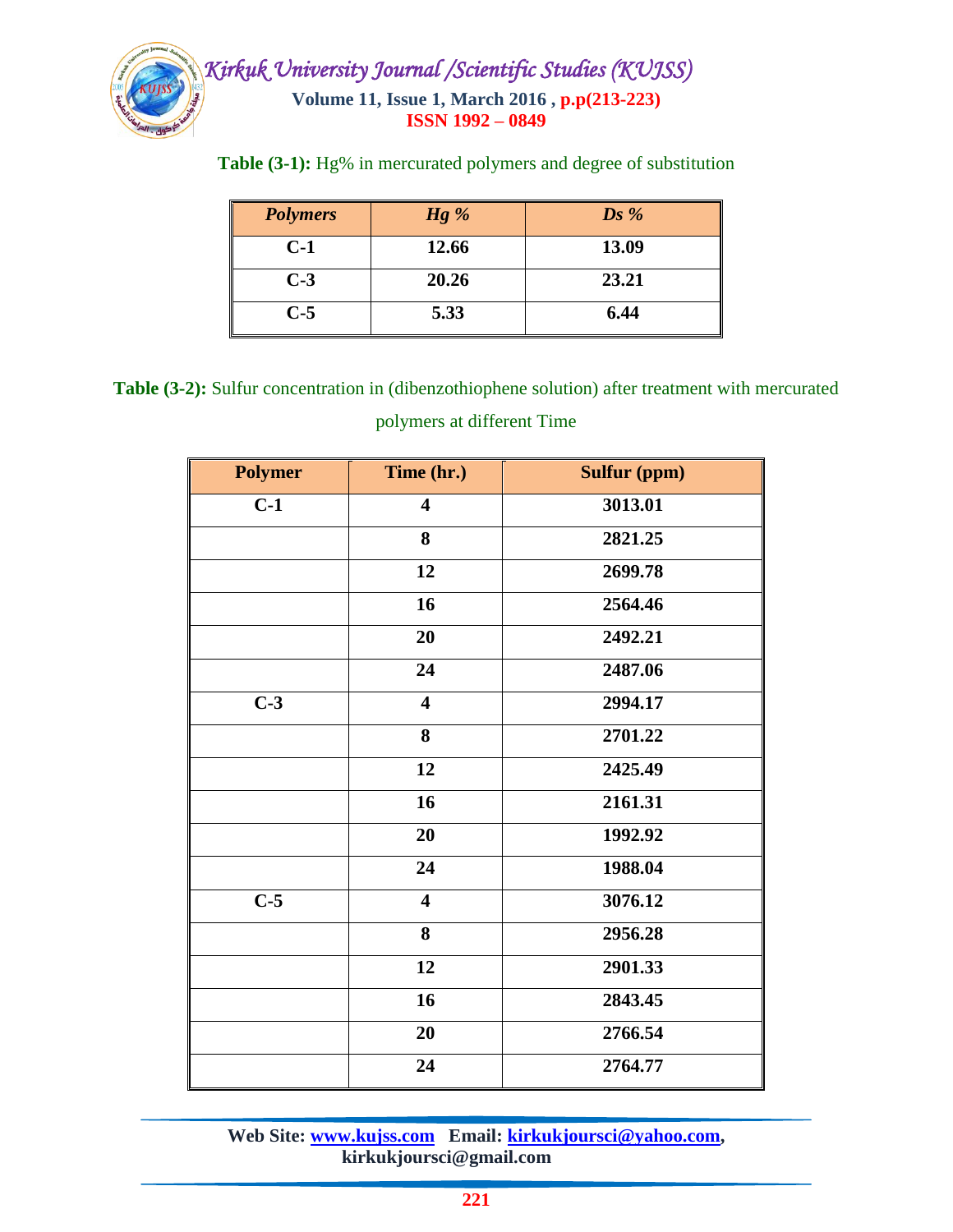**Table (3-1):** Hg% in mercurated polymers and degree of substitution

| *Polymers* | *Hg %* | *Ds %* |
|---|---|---|
| C-1 | 12.66 | 13.09 |
| C-3 | 20.26 | 23.21 |
| C-5 | 5.33 | 6.44 |

**Table (3-2):** Sulfur concentration in (dibenzothiophene solution) after treatment with mercurated polymers at different Time

| Polymer | Time (hr.) | Sulfur (ppm) |
|---|---|---|
| C-1 | 4 | 3013.01 |
| | 8 | 2821.25 |
| | 12 | 2699.78 |
| | 16 | 2564.46 |
| | 20 | 2492.21 |
| | 24 | 2487.06 |
| C-3 | 4 | 2994.17 |
| | 8 | 2701.22 |
| | 12 | 2425.49 |
| | 16 | 2161.31 |
| | 20 | 1992.92 |
| | 24 | 1988.04 |
| C-5 | 4 | 3076.12 |
| | 8 | 2956.28 |
| | 12 | 2901.33 |
| | 16 | 2843.45 |
| | 20 | 2766.54 |
| | 24 | 2764.77 |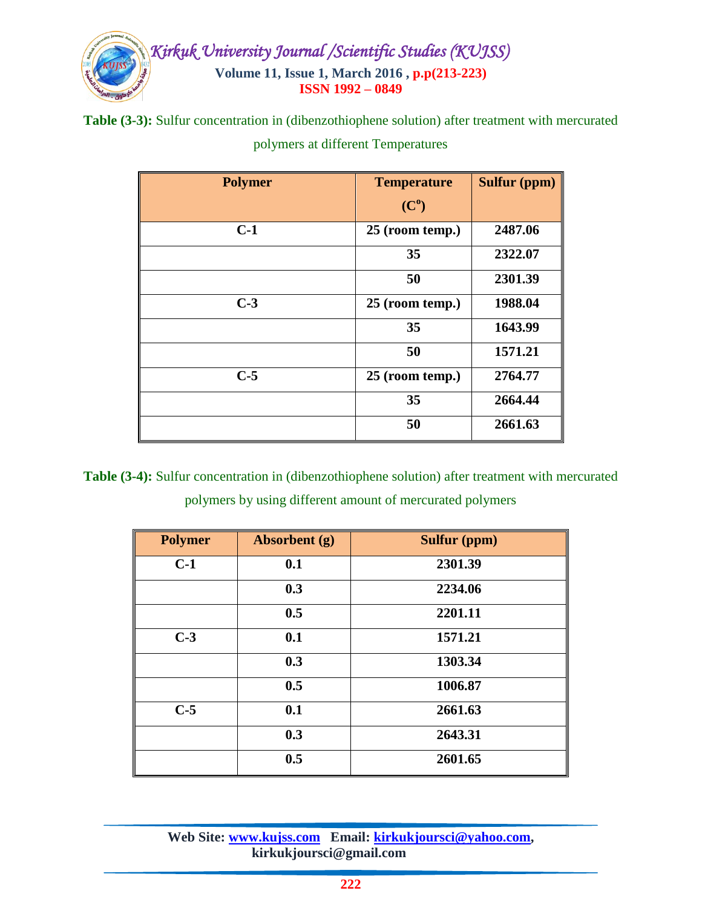**Table (3-3):** Sulfur concentration in (dibenzothiophene solution) after treatment with mercurated polymers at different Temperatures

| Polymer | Temperature ($C^o$) | Sulfur (ppm) |
|---|---|---|
| C-1 | 25 (room temp.) | 2487.06 |
| | 35 | 2322.07 |
| | 50 | 2301.39 |
| C-3 | 25 (room temp.) | 1988.04 |
| | 35 | 1643.99 |
| | 50 | 1571.21 |
| C-5 | 25 (room temp.) | 2764.77 |
| | 35 | 2664.44 |
| | 50 | 2661.63 |

**Table (3-4):** Sulfur concentration in (dibenzothiophene solution) after treatment with mercurated polymers by using different amount of mercurated polymers

| Polymer | Absorbent (g) | Sulfur (ppm) |
|---|---|---|
| C-1 | 0.1 | 2301.39 |
| | 0.3 | 2234.06 |
| | 0.5 | 2201.11 |
| C-3 | 0.1 | 1571.21 |
| | 0.3 | 1303.34 |
| | 0.5 | 1006.87 |
| C-5 | 0.1 | 2661.63 |
| | 0.3 | 2643.31 |
| | 0.5 | 2601.65 |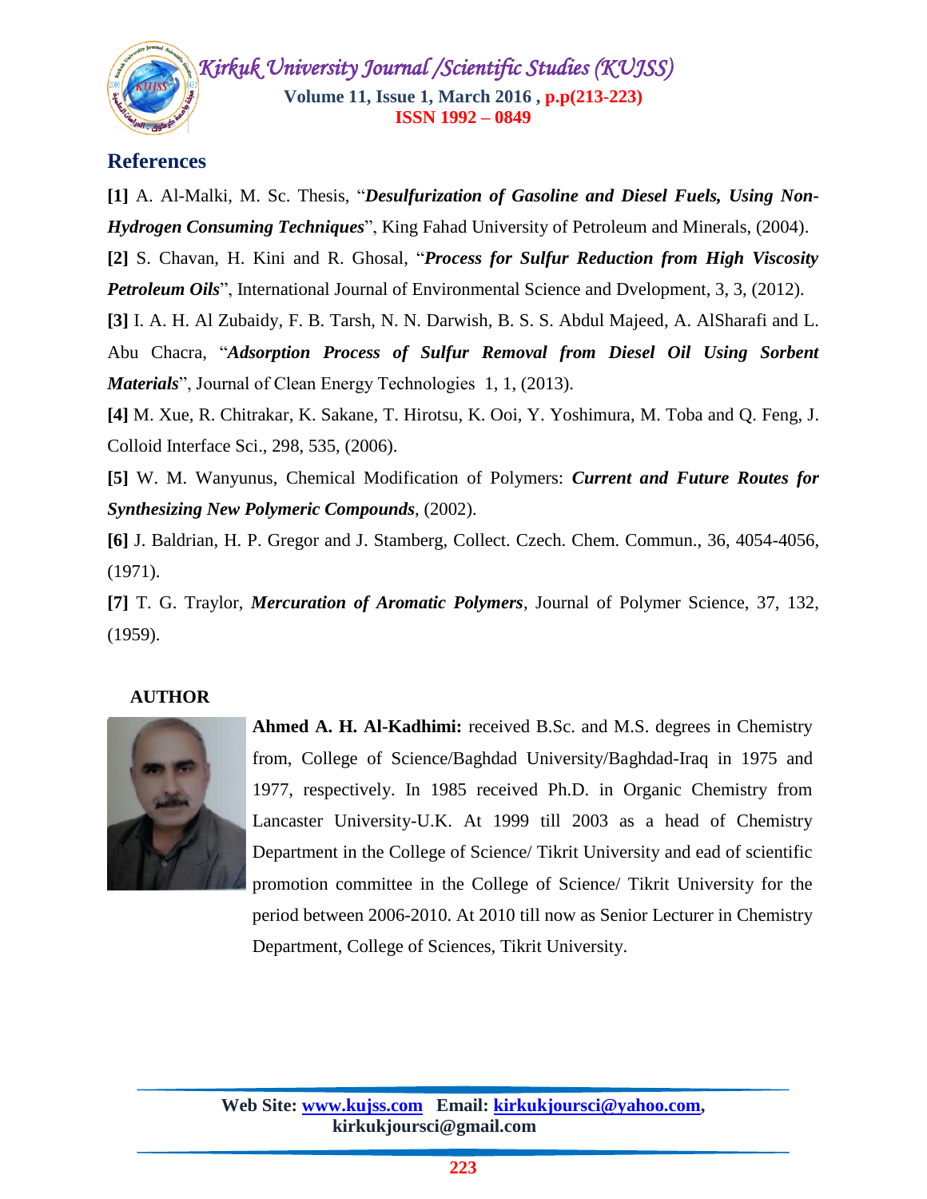## References

**[1]** A. Al-Malki, M. Sc. Thesis, "***Desulfurization of Gasoline and Diesel Fuels, Using Non-Hydrogen Consuming Techniques***", King Fahad University of Petroleum and Minerals, (2004).

**[2]** S. Chavan, H. Kini and R. Ghosal, "***Process for Sulfur Reduction from High Viscosity Petroleum Oils***", International Journal of Environmental Science and Dvelopment, 3, 3, (2012).

**[3]** I. A. H. Al Zubaidy, F. B. Tarsh, N. N. Darwish, B. S. S. Abdul Majeed, A. AlSharafi and L. Abu Chacra, "***Adsorption Process of Sulfur Removal from Diesel Oil Using Sorbent Materials***", Journal of Clean Energy Technologies 1, 1, (2013).

**[4]** M. Xue, R. Chitrakar, K. Sakane, T. Hirotsu, K. Ooi, Y. Yoshimura, M. Toba and Q. Feng, J. Colloid Interface Sci., 298, 535, (2006).

**[5]** W. M. Wanyunus, Chemical Modification of Polymers: ***Current and Future Routes for Synthesizing New Polymeric Compounds***, (2002).

**[6]** J. Baldrian, H. P. Gregor and J. Stamberg, Collect. Czech. Chem. Commun., 36, 4054-4056, (1971).

**[7]** T. G. Traylor, ***Mercuration of Aromatic Polymers***, Journal of Polymer Science, 37, 132, (1959).

### AUTHOR

**Ahmed A. H. Al-Kadhimi:** received B.Sc. and M.S. degrees in Chemistry from, College of Science/Baghdad University/Baghdad-Iraq in 1975 and 1977, respectively. In 1985 received Ph.D. in Organic Chemistry from Lancaster University-U.K. At 1999 till 2003 as a head of Chemistry Department in the College of Science/ Tikrit University and ead of scientific promotion committee in the College of Science/ Tikrit University for the period between 2006-2010. At 2010 till now as Senior Lecturer in Chemistry Department, College of Sciences, Tikrit University.